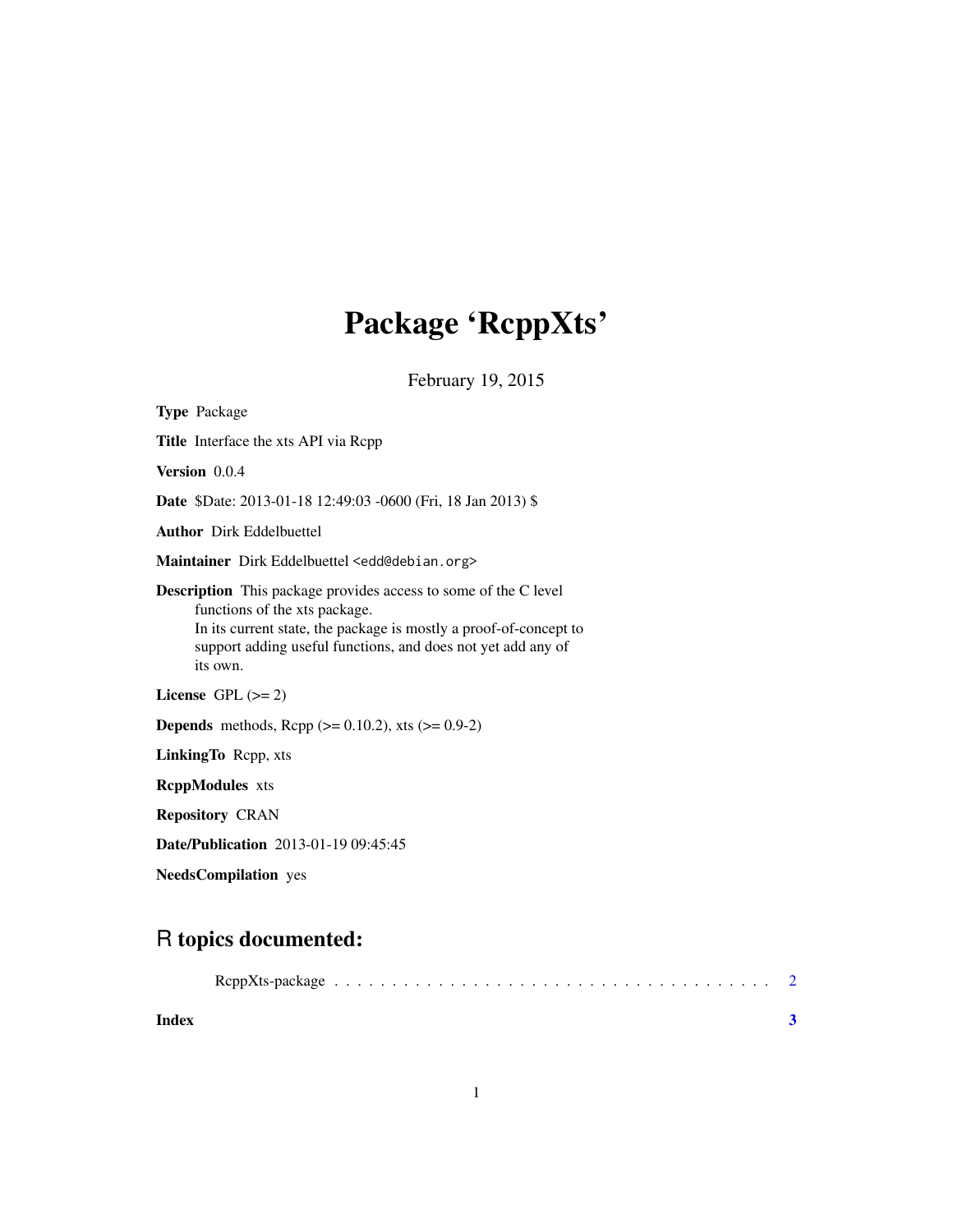# Package 'RcppXts'

February 19, 2015

**Type** Package

**Title** Interface the xts API via Rcpp

**Version** 0.0.4

**Date** $Date: 2013-01-18 12:49:03 -0600 (Fri, 18 Jan 2013) $

**Author** Dirk Eddelbuettel

**Maintainer** Dirk Eddelbuettel <edd@debian.org>

**Description** This package provides access to some of the C level functions of the xts package.
In its current state, the package is mostly a proof-of-concept to support adding useful functions, and does not yet add any of its own.

**License** GPL (>= 2)

**Depends** methods, Rcpp (>= 0.10.2), xts (>= 0.9-2)

**LinkingTo** Rcpp, xts

**RcppModules** xts

**Repository** CRAN

**Date/Publication** 2013-01-19 09:45:45

**NeedsCompilation** yes

## R topics documented:

RcppXts-package . . . . . . . . . . . . . . . . . . . . . . . . . . . . . . . . . . . . . . 2

**Index** **3**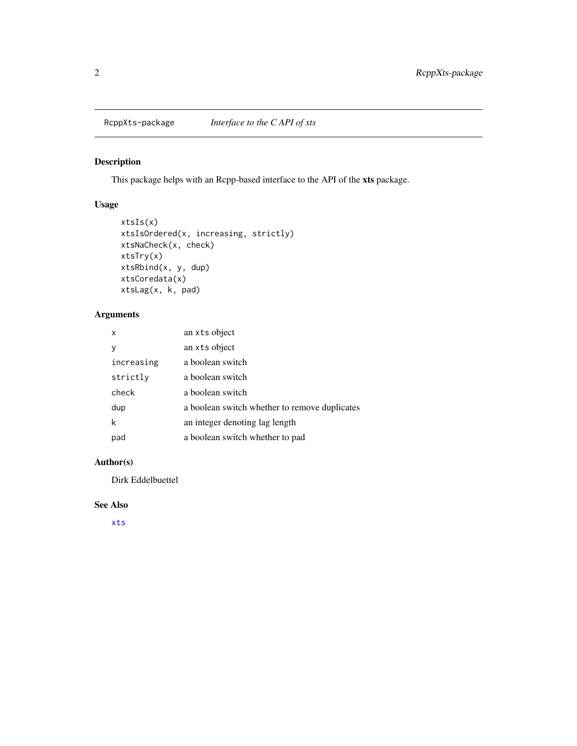# RcppXts-package *Interface to the C API of xts*

## Description

This package helps with an Rcpp-based interface to the API of the **xts** package.

## Usage

```
xtsIs(x)
xtsIsOrdered(x, increasing, strictly)
xtsNaCheck(x, check)
xtsTry(x)
xtsRbind(x, y, dup)
xtsCoredata(x)
xtsLag(x, k, pad)
```

## Arguments

| | |
|---|---|
| `x` | an `xts` object |
| `y` | an `xts` object |
| `increasing` | a boolean switch |
| `strictly` | a boolean switch |
| `check` | a boolean switch |
| `dup` | a boolean switch whether to remove duplicates |
| `k` | an integer denoting lag length |
| `pad` | a boolean switch whether to pad |

## Author(s)

Dirk Eddelbuettel

## See Also

`xts`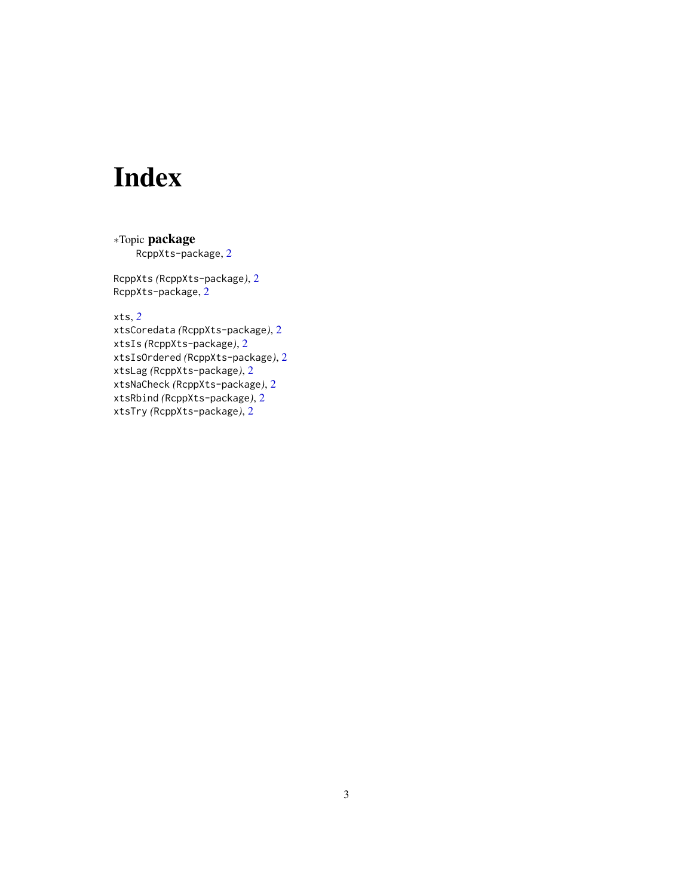# Index

∗Topic **package**
    RcppXts-package, 2

RcppXts *(*RcppXts-package*)*, 2
RcppXts-package, 2

xts, *2*
xtsCoredata *(*RcppXts-package*)*, 2
xtsIs *(*RcppXts-package*)*, 2
xtsIsOrdered *(*RcppXts-package*)*, 2
xtsLag *(*RcppXts-package*)*, 2
xtsNaCheck *(*RcppXts-package*)*, 2
xtsRbind *(*RcppXts-package*)*, 2
xtsTry *(*RcppXts-package*)*, 2